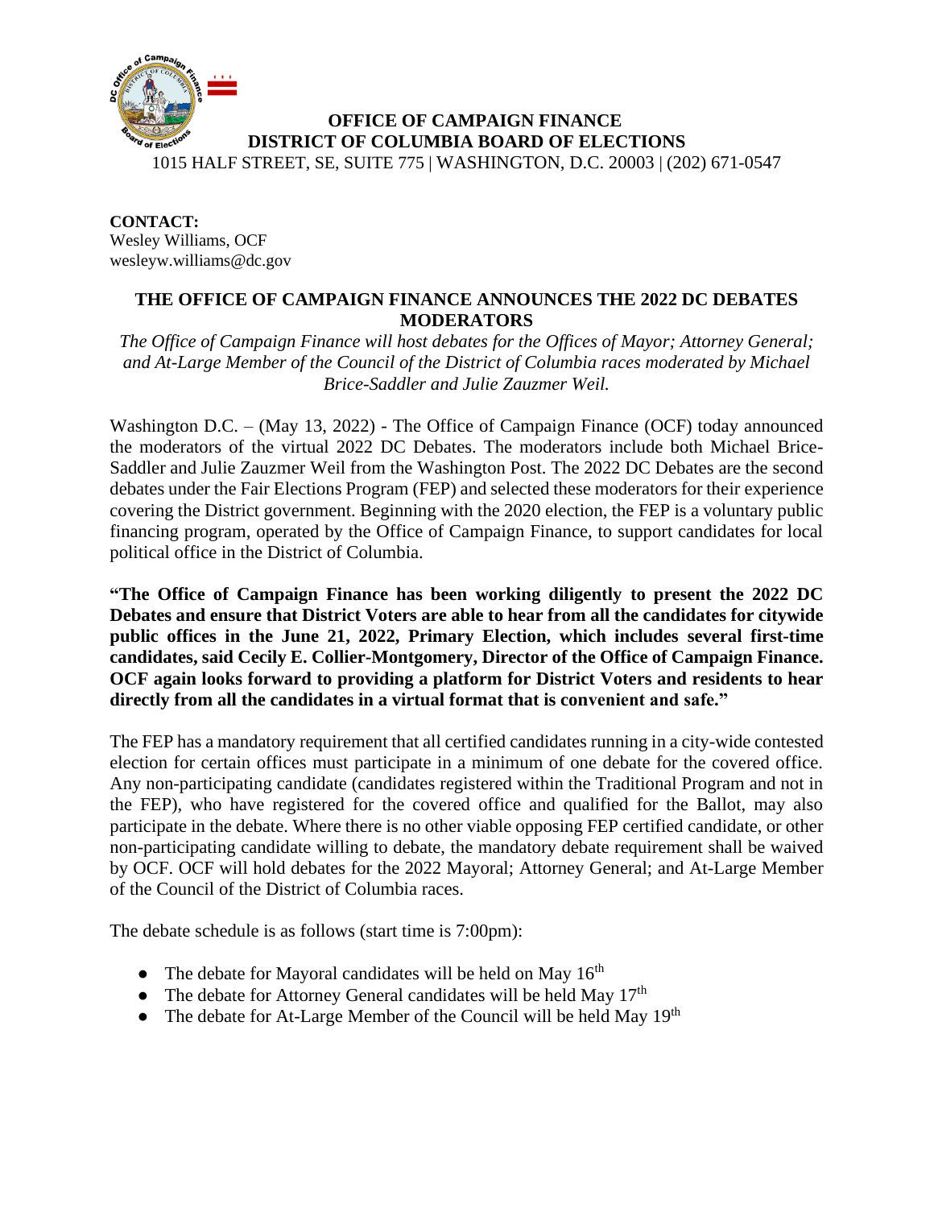**OFFICE OF CAMPAIGN FINANCE**
**DISTRICT OF COLUMBIA BOARD OF ELECTIONS**
1015 HALF STREET, SE, SUITE 775 | WASHINGTON, D.C. 20003 | (202) 671-0547

**CONTACT:**
Wesley Williams, OCF
wesleyw.williams@dc.gov

# THE OFFICE OF CAMPAIGN FINANCE ANNOUNCES THE 2022 DC DEBATES MODERATORS

*The Office of Campaign Finance will host debates for the Offices of Mayor; Attorney General; and At-Large Member of the Council of the District of Columbia races moderated by Michael Brice-Saddler and Julie Zauzmer Weil.*

Washington D.C. – (May 13, 2022) - The Office of Campaign Finance (OCF) today announced the moderators of the virtual 2022 DC Debates. The moderators include both Michael Brice-Saddler and Julie Zauzmer Weil from the Washington Post. The 2022 DC Debates are the second debates under the Fair Elections Program (FEP) and selected these moderators for their experience covering the District government. Beginning with the 2020 election, the FEP is a voluntary public financing program, operated by the Office of Campaign Finance, to support candidates for local political office in the District of Columbia.

**"The Office of Campaign Finance has been working diligently to present the 2022 DC Debates and ensure that District Voters are able to hear from all the candidates for citywide public offices in the June 21, 2022, Primary Election, which includes several first-time candidates, said Cecily E. Collier-Montgomery, Director of the Office of Campaign Finance. OCF again looks forward to providing a platform for District Voters and residents to hear directly from all the candidates in a virtual format that is convenient and safe."**

The FEP has a mandatory requirement that all certified candidates running in a city-wide contested election for certain offices must participate in a minimum of one debate for the covered office. Any non-participating candidate (candidates registered within the Traditional Program and not in the FEP), who have registered for the covered office and qualified for the Ballot, may also participate in the debate. Where there is no other viable opposing FEP certified candidate, or other non-participating candidate willing to debate, the mandatory debate requirement shall be waived by OCF. OCF will hold debates for the 2022 Mayoral; Attorney General; and At-Large Member of the Council of the District of Columbia races.

The debate schedule is as follows (start time is 7:00pm):

- The debate for Mayoral candidates will be held on May 16th
- The debate for Attorney General candidates will be held May 17th
- The debate for At-Large Member of the Council will be held May 19th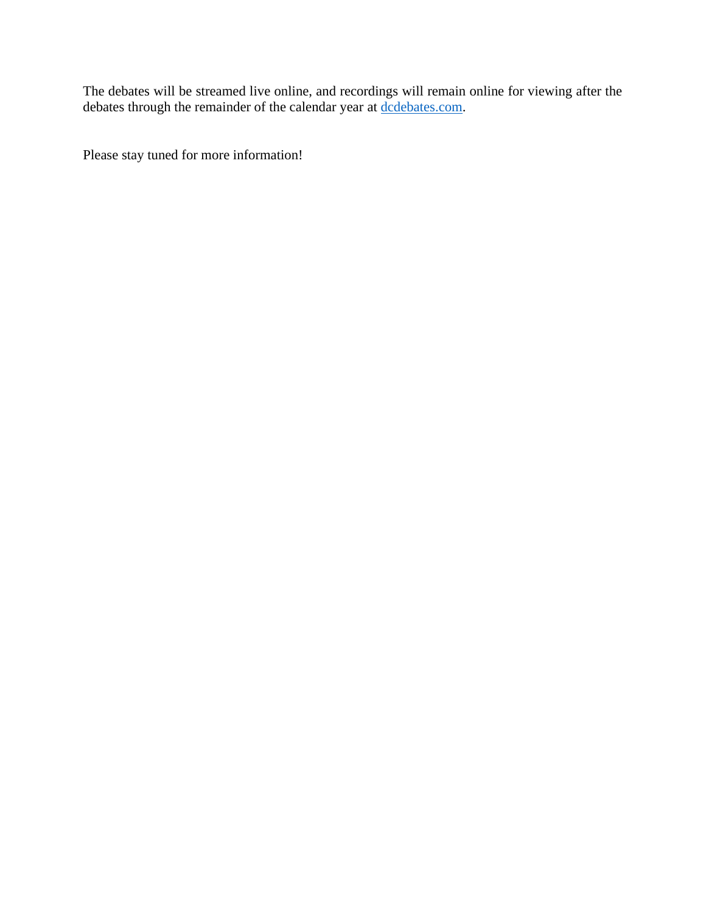The debates will be streamed live online, and recordings will remain online for viewing after the debates through the remainder of the calendar year at [dcdebates.com](http://dcdebates.com).

Please stay tuned for more information!